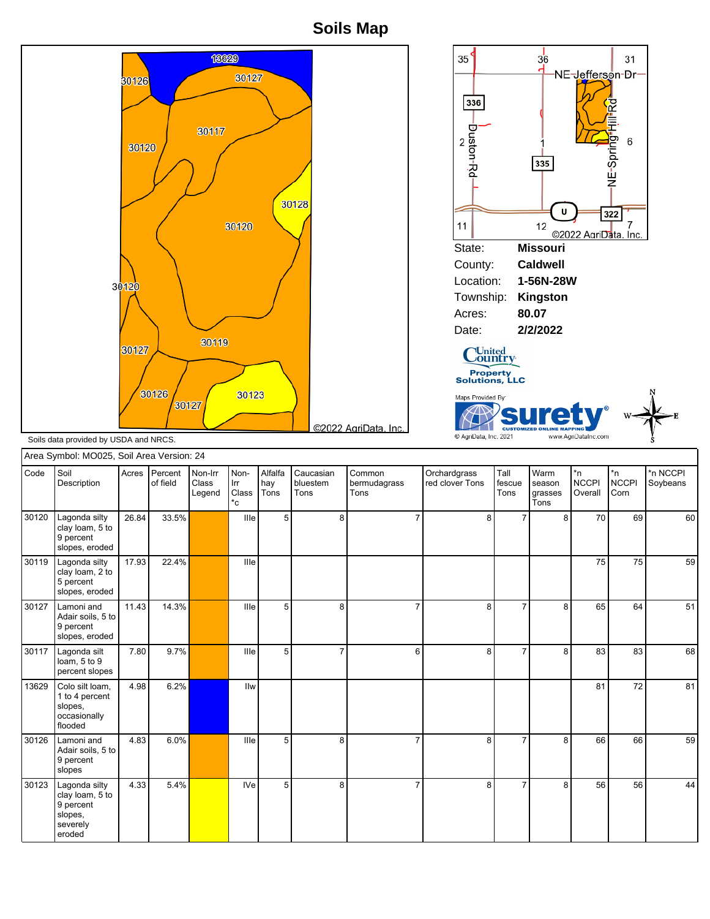# Soils Map

State: **Missouri**
County: **Caldwell**
Location: **1-56N-28W**
Township: **Kingston**
Acres: **80.07**
Date: **2/2/2022**

©2022 AgriData, Inc.

Soils data provided by USDA and NRCS.

| Area Symbol: MO025, Soil Area Version: 24 | | | | | | | | | | | | | | | |
|---|---|---|---|---|---|---|---|---|---|---|---|---|---|---|---|
| Code | Soil Description | Acres | Percent of field | Non-Irr Class Legend | Non-Irr Class *c | Alfalfa hay Tons | Caucasian bluestem Tons | Common bermudagrass Tons | Orchardgrass red clover Tons | Tall fescue Tons | Warm season grasses Tons | *n NCCPI Overall | *n NCCPI Corn | *n NCCPI Soybeans |
| 30120 | Lagonda silty clay loam, 5 to 9 percent slopes, eroded | 26.84 | 33.5% | | IIIe | 5 | 8 | 7 | 8 | 7 | 8 | 70 | 69 | 60 |
| 30119 | Lagonda silty clay loam, 2 to 5 percent slopes, eroded | 17.93 | 22.4% | | IIIe | | | | | | | 75 | 75 | 59 |
| 30127 | Lamoni and Adair soils, 5 to 9 percent slopes, eroded | 11.43 | 14.3% | | IIIe | 5 | 8 | 7 | 8 | 7 | 8 | 65 | 64 | 51 |
| 30117 | Lagonda silt loam, 5 to 9 percent slopes | 7.80 | 9.7% | | IIIe | 5 | 7 | 6 | 8 | 7 | 8 | 83 | 83 | 68 |
| 13629 | Colo silt loam, 1 to 4 percent slopes, occasionally flooded | 4.98 | 6.2% | | IIw | | | | | | | 81 | 72 | 81 |
| 30126 | Lamoni and Adair soils, 5 to 9 percent slopes | 4.83 | 6.0% | | IIIe | 5 | 8 | 7 | 8 | 7 | 8 | 66 | 66 | 59 |
| 30123 | Lagonda silty clay loam, 5 to 9 percent slopes, severely eroded | 4.33 | 5.4% | | IVe | 5 | 8 | 7 | 8 | 7 | 8 | 56 | 56 | 44 |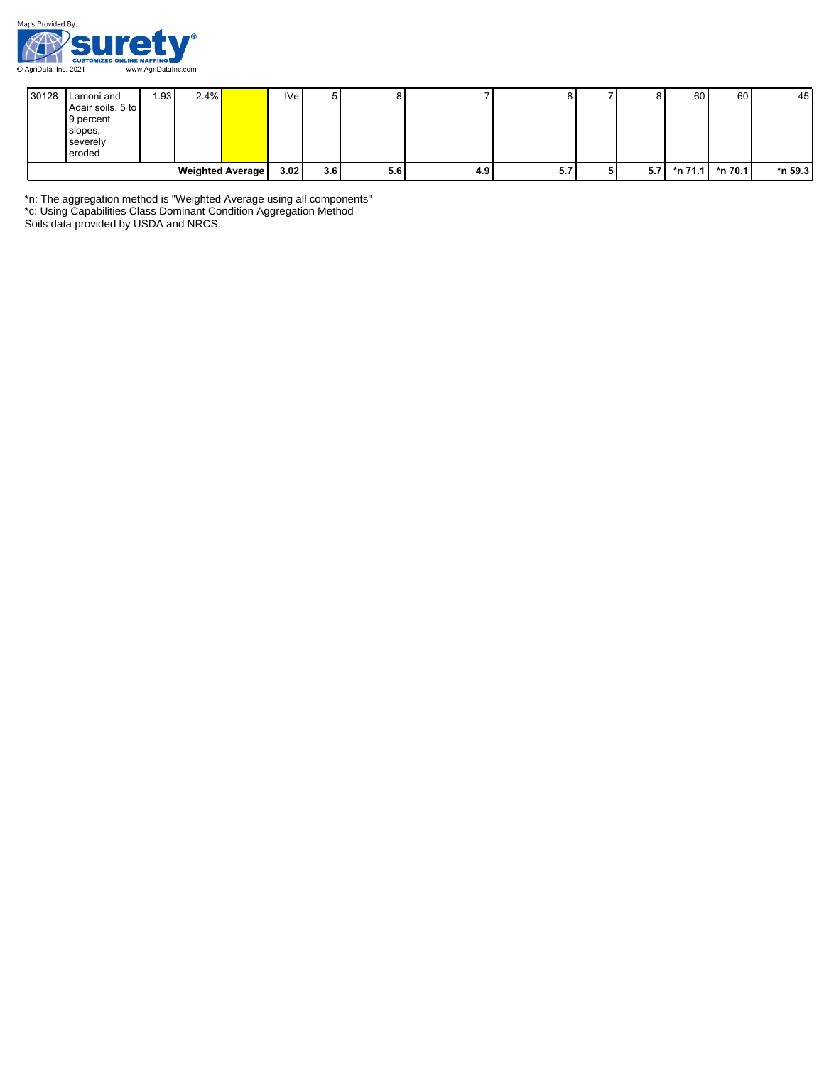| | | | | | | | | | | | | | | |
|---|---|---|---|---|---|---|---|---|---|---|---|---|---|---|
| 30128 | Lamoni and Adair soils, 5 to 9 percent slopes, severely eroded | 1.93 | 2.4% | | IVe | 5 | 8 | 7 | 8 | 7 | 8 | 60 | 60 | 45 |
| **Weighted Average** | | | | | **3.02** | **3.6** | **5.6** | **4.9** | **5.7** | **5** | **5.7** | ***n 71.1** | ***n 70.1** | ***n 59.3** |

*n: The aggregation method is "Weighted Average using all components"
*c: Using Capabilities Class Dominant Condition Aggregation Method
Soils data provided by USDA and NRCS.